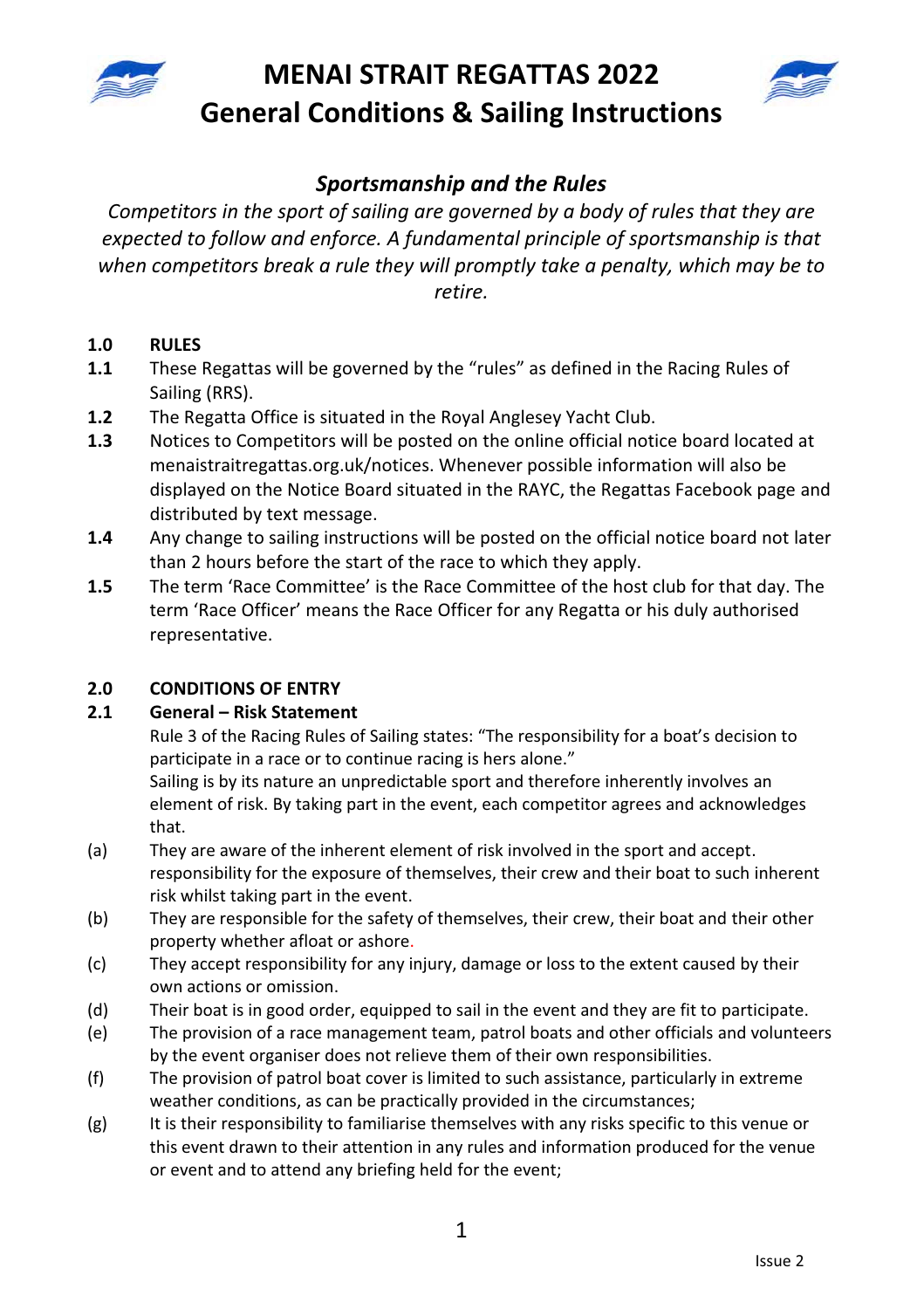# MENAI STRAIT REGATTAS 2022
# General Conditions & Sailing Instructions

## *Sportsmanship and the Rules*

*Competitors in the sport of sailing are governed by a body of rules that they are expected to follow and enforce. A fundamental principle of sportsmanship is that when competitors break a rule they will promptly take a penalty, which may be to retire.*

**1.0 RULES**

**1.1** These Regattas will be governed by the "rules" as defined in the Racing Rules of Sailing (RRS).

**1.2** The Regatta Office is situated in the Royal Anglesey Yacht Club.

**1.3** Notices to Competitors will be posted on the online official notice board located at menaistraitregattas.org.uk/notices. Whenever possible information will also be displayed on the Notice Board situated in the RAYC, the Regattas Facebook page and distributed by text message.

**1.4** Any change to sailing instructions will be posted on the official notice board not later than 2 hours before the start of the race to which they apply.

**1.5** The term 'Race Committee' is the Race Committee of the host club for that day. The term 'Race Officer' means the Race Officer for any Regatta or his duly authorised representative.

**2.0 CONDITIONS OF ENTRY**

**2.1 General – Risk Statement**

Rule 3 of the Racing Rules of Sailing states: "The responsibility for a boat's decision to participate in a race or to continue racing is hers alone."

Sailing is by its nature an unpredictable sport and therefore inherently involves an element of risk. By taking part in the event, each competitor agrees and acknowledges that.

(a) They are aware of the inherent element of risk involved in the sport and accept. responsibility for the exposure of themselves, their crew and their boat to such inherent risk whilst taking part in the event.

(b) They are responsible for the safety of themselves, their crew, their boat and their other property whether afloat or ashore.

(c) They accept responsibility for any injury, damage or loss to the extent caused by their own actions or omission.

(d) Their boat is in good order, equipped to sail in the event and they are fit to participate.

(e) The provision of a race management team, patrol boats and other officials and volunteers by the event organiser does not relieve them of their own responsibilities.

(f) The provision of patrol boat cover is limited to such assistance, particularly in extreme weather conditions, as can be practically provided in the circumstances;

(g) It is their responsibility to familiarise themselves with any risks specific to this venue or this event drawn to their attention in any rules and information produced for the venue or event and to attend any briefing held for the event;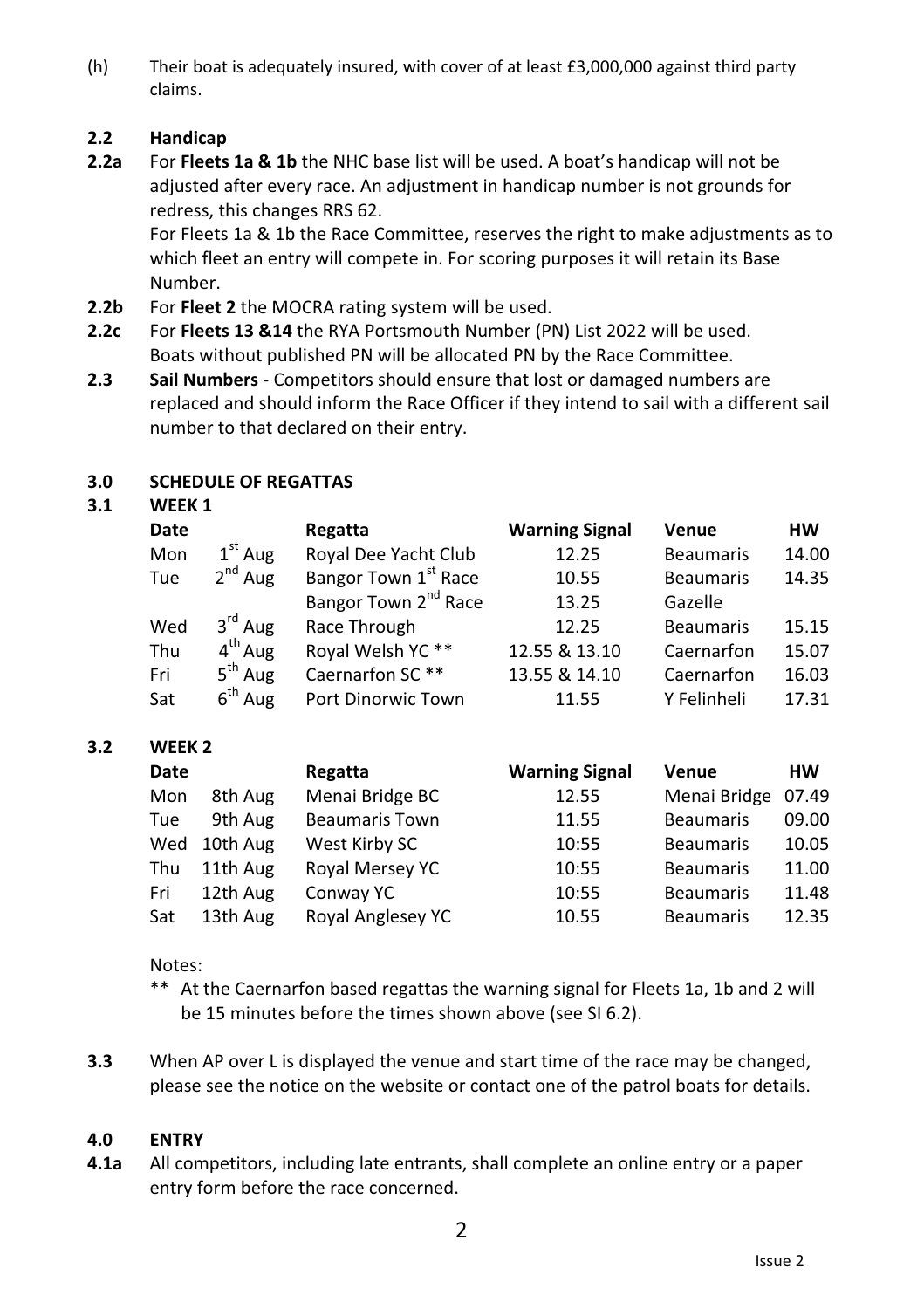(h) Their boat is adequately insured, with cover of at least £3,000,000 against third party claims.

### 2.2 Handicap

**2.2a** For **Fleets 1a & 1b** the NHC base list will be used. A boat's handicap will not be adjusted after every race. An adjustment in handicap number is not grounds for redress, this changes RRS 62.
For Fleets 1a & 1b the Race Committee, reserves the right to make adjustments as to which fleet an entry will compete in. For scoring purposes it will retain its Base Number.

**2.2b** For **Fleet 2** the MOCRA rating system will be used.

**2.2c** For **Fleets 13 &14** the RYA Portsmouth Number (PN) List 2022 will be used. Boats without published PN will be allocated PN by the Race Committee.

**2.3** **Sail Numbers** - Competitors should ensure that lost or damaged numbers are replaced and should inform the Race Officer if they intend to sail with a different sail number to that declared on their entry.

## 3.0 SCHEDULE OF REGATTAS

### 3.1 WEEK 1

| Date | | Regatta | Warning Signal | Venue | HW |
|---|---|---|---|---|---|
| Mon | 1st Aug | Royal Dee Yacht Club | 12.25 | Beaumaris | 14.00 |
| Tue | 2nd Aug | Bangor Town 1st Race | 10.55 | Beaumaris | 14.35 |
| | | Bangor Town 2nd Race | 13.25 | Gazelle | |
| Wed | 3rd Aug | Race Through | 12.25 | Beaumaris | 15.15 |
| Thu | 4th Aug | Royal Welsh YC ** | 12.55 & 13.10 | Caernarfon | 15.07 |
| Fri | 5th Aug | Caernarfon SC ** | 13.55 & 14.10 | Caernarfon | 16.03 |
| Sat | 6th Aug | Port Dinorwic Town | 11.55 | Y Felinheli | 17.31 |

### 3.2 WEEK 2

| Date | | Regatta | Warning Signal | Venue | HW |
|---|---|---|---|---|---|
| Mon | 8th Aug | Menai Bridge BC | 12.55 | Menai Bridge | 07.49 |
| Tue | 9th Aug | Beaumaris Town | 11.55 | Beaumaris | 09.00 |
| Wed | 10th Aug | West Kirby SC | 10:55 | Beaumaris | 10.05 |
| Thu | 11th Aug | Royal Mersey YC | 10:55 | Beaumaris | 11.00 |
| Fri | 12th Aug | Conway YC | 10:55 | Beaumaris | 11.48 |
| Sat | 13th Aug | Royal Anglesey YC | 10.55 | Beaumaris | 12.35 |

Notes:

** At the Caernarfon based regattas the warning signal for Fleets 1a, 1b and 2 will be 15 minutes before the times shown above (see SI 6.2).

**3.3** When AP over L is displayed the venue and start time of the race may be changed, please see the notice on the website or contact one of the patrol boats for details.

## 4.0 ENTRY

**4.1a** All competitors, including late entrants, shall complete an online entry or a paper entry form before the race concerned.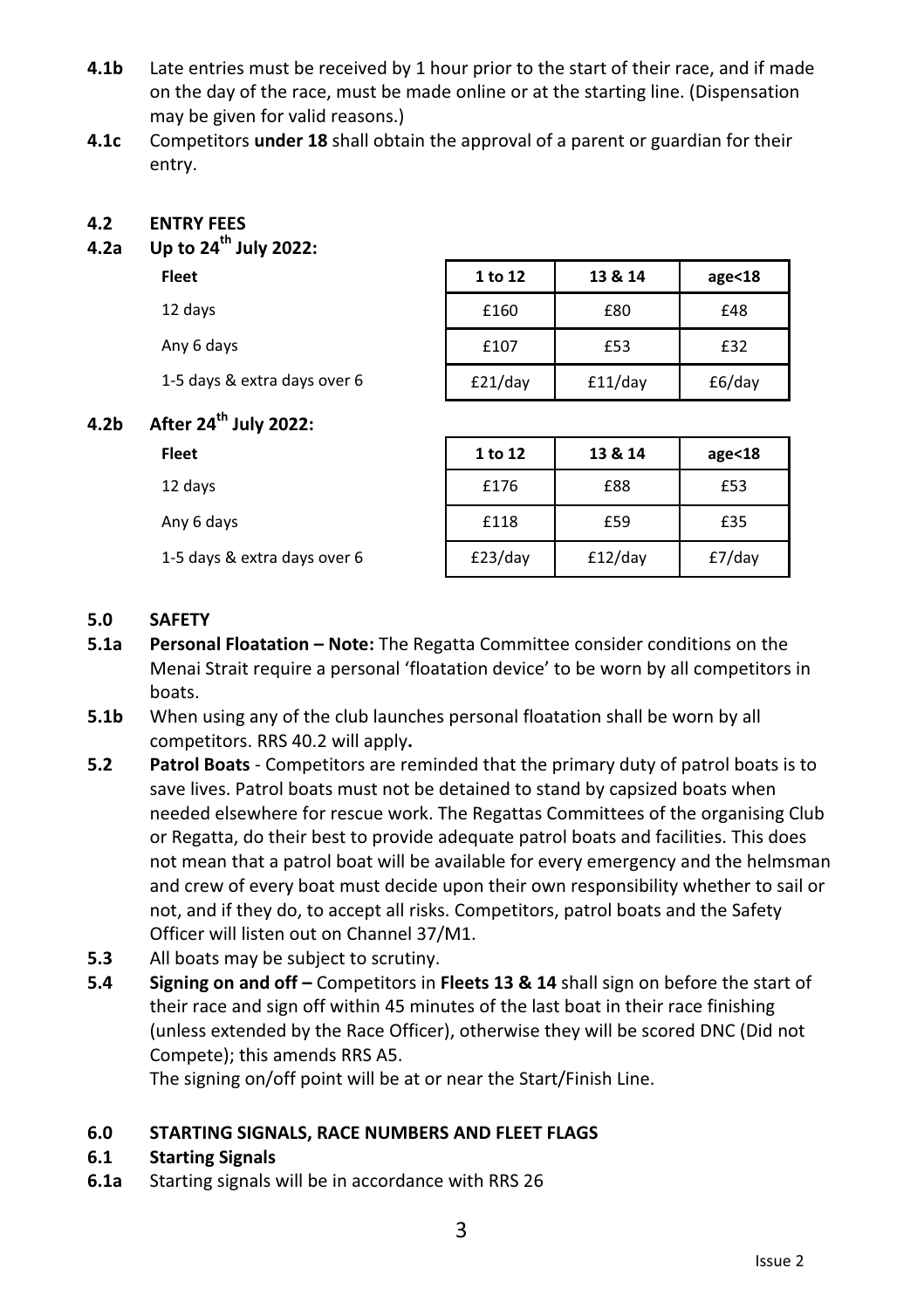**4.1b** Late entries must be received by 1 hour prior to the start of their race, and if made on the day of the race, must be made online or at the starting line. (Dispensation may be given for valid reasons.)

**4.1c** Competitors **under 18** shall obtain the approval of a parent or guardian for their entry.

### 4.2 ENTRY FEES

### 4.2a Up to 24th July 2022:

| Fleet | 1 to 12 | 13 & 14 | age<18 |
|---|---|---|---|
| 12 days | £160 | £80 | £48 |
| Any 6 days | £107 | £53 | £32 |
| 1-5 days & extra days over 6 | £21/day | £11/day | £6/day |

### 4.2b After 24th July 2022:

| Fleet | 1 to 12 | 13 & 14 | age<18 |
|---|---|---|---|
| 12 days | £176 | £88 | £53 |
| Any 6 days | £118 | £59 | £35 |
| 1-5 days & extra days over 6 | £23/day | £12/day | £7/day |

### 5.0 SAFETY

**5.1a** **Personal Floatation – Note:** The Regatta Committee consider conditions on the Menai Strait require a personal 'floatation device' to be worn by all competitors in boats.

**5.1b** When using any of the club launches personal floatation shall be worn by all competitors. RRS 40.2 will apply**.**

**5.2** **Patrol Boats** - Competitors are reminded that the primary duty of patrol boats is to save lives. Patrol boats must not be detained to stand by capsized boats when needed elsewhere for rescue work. The Regattas Committees of the organising Club or Regatta, do their best to provide adequate patrol boats and facilities. This does not mean that a patrol boat will be available for every emergency and the helmsman and crew of every boat must decide upon their own responsibility whether to sail or not, and if they do, to accept all risks. Competitors, patrol boats and the Safety Officer will listen out on Channel 37/M1.

**5.3** All boats may be subject to scrutiny.

**5.4** **Signing on and off –** Competitors in **Fleets 13 & 14** shall sign on before the start of their race and sign off within 45 minutes of the last boat in their race finishing (unless extended by the Race Officer), otherwise they will be scored DNC (Did not Compete); this amends RRS A5.
The signing on/off point will be at or near the Start/Finish Line.

### 6.0 STARTING SIGNALS, RACE NUMBERS AND FLEET FLAGS

### 6.1 Starting Signals

**6.1a** Starting signals will be in accordance with RRS 26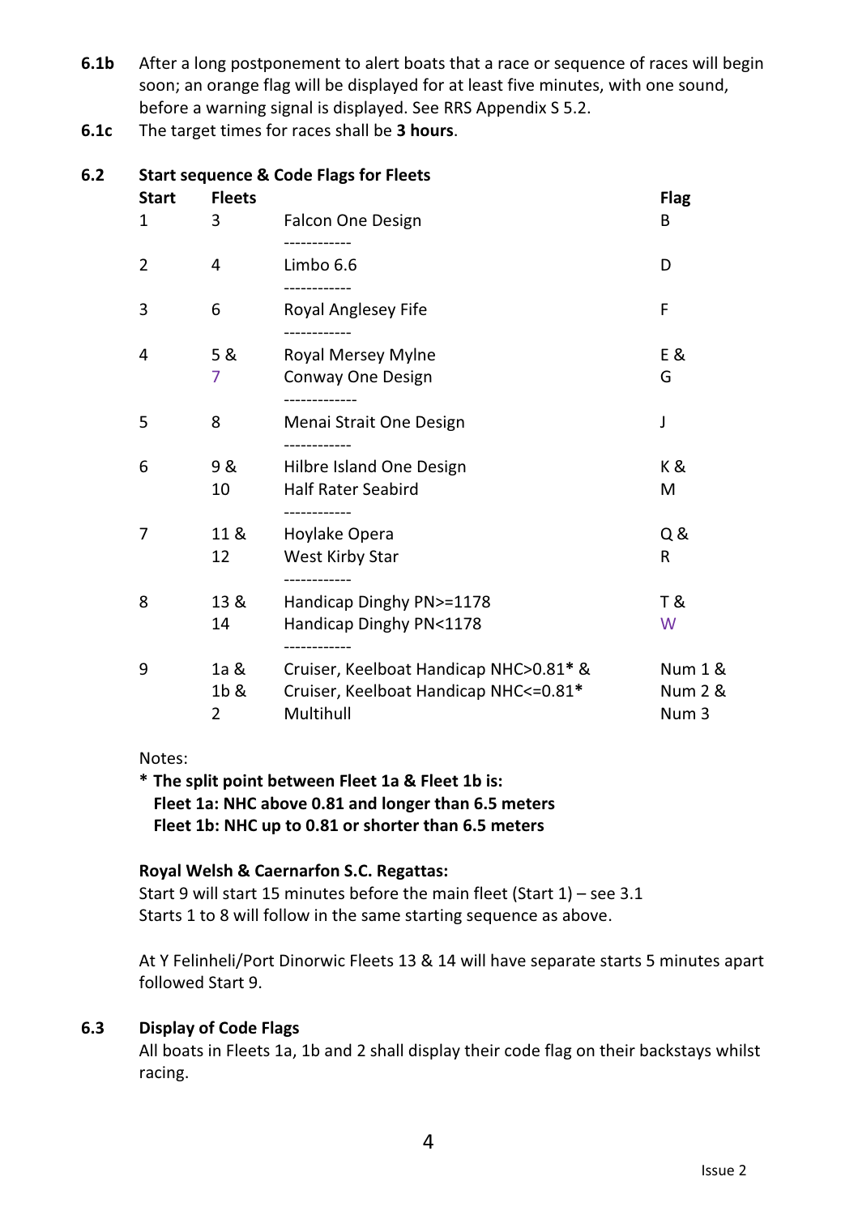**6.1b** After a long postponement to alert boats that a race or sequence of races will begin soon; an orange flag will be displayed for at least five minutes, with one sound, before a warning signal is displayed. See RRS Appendix S 5.2.

**6.1c** The target times for races shall be **3 hours**.

### 6.2 Start sequence & Code Flags for Fleets

| Start | Fleets | | Flag |
|---|---|---|---|
| 1 | 3 | Falcon One Design | B |
| 2 | 4 | Limbo 6.6 | D |
| 3 | 6 | Royal Anglesey Fife | F |
| 4 | 5 &<br>7 | Royal Mersey Mylne<br>Conway One Design | E &<br>G |
| 5 | 8 | Menai Strait One Design | J |
| 6 | 9 &<br>10 | Hilbre Island One Design<br>Half Rater Seabird | K &<br>M |
| 7 | 11 &<br>12 | Hoylake Opera<br>West Kirby Star | Q &<br>R |
| 8 | 13 &<br>14 | Handicap Dinghy PN>=1178<br>Handicap Dinghy PN<1178 | T &<br>W |
| 9 | 1a &<br>1b &<br>2 | Cruiser, Keelboat Handicap NHC>0.81* &<br>Cruiser, Keelboat Handicap NHC<=0.81*<br>Multihull | Num 1 &<br>Num 2 &<br>Num 3 |

Notes:

**\* The split point between Fleet 1a & Fleet 1b is:**
**Fleet 1a: NHC above 0.81 and longer than 6.5 meters**
**Fleet 1b: NHC up to 0.81 or shorter than 6.5 meters**

**Royal Welsh & Caernarfon S.C. Regattas:**
Start 9 will start 15 minutes before the main fleet (Start 1) – see 3.1
Starts 1 to 8 will follow in the same starting sequence as above.

At Y Felinheli/Port Dinorwic Fleets 13 & 14 will have separate starts 5 minutes apart followed Start 9.

### 6.3 Display of Code Flags

All boats in Fleets 1a, 1b and 2 shall display their code flag on their backstays whilst racing.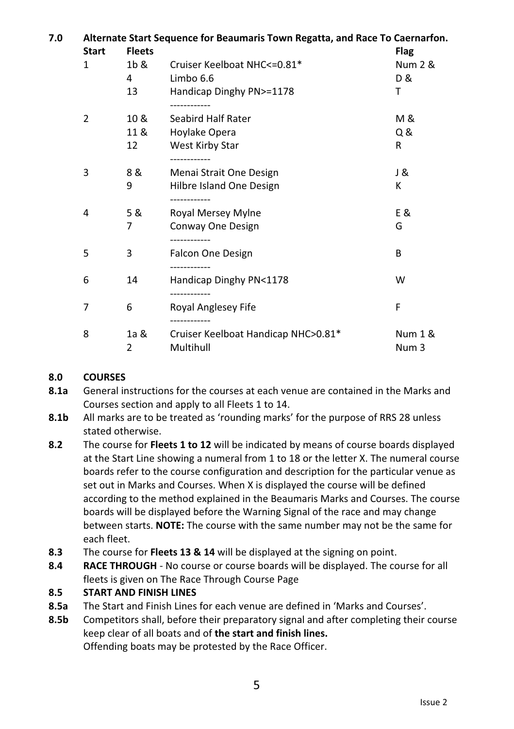## 7.0 Alternate Start Sequence for Beaumaris Town Regatta, and Race To Caernarfon.

| Start | Fleets | | Flag |
|---|---|---|---|
| 1 | 1b & | Cruiser Keelboat NHC<=0.81* | Num 2 & |
| | 4 | Limbo 6.6 | D & |
| | 13 | Handicap Dinghy PN>=1178 | T |
| 2 | 10 & | Seabird Half Rater | M & |
| | 11 & | Hoylake Opera | Q & |
| | 12 | West Kirby Star | R |
| 3 | 8 & | Menai Strait One Design | J & |
| | 9 | Hilbre Island One Design | K |
| 4 | 5 & | Royal Mersey Mylne | E & |
| | 7 | Conway One Design | G |
| 5 | 3 | Falcon One Design | B |
| 6 | 14 | Handicap Dinghy PN<1178 | W |
| 7 | 6 | Royal Anglesey Fife | F |
| 8 | 1a & | Cruiser Keelboat Handicap NHC>0.81* | Num 1 & |
| | 2 | Multihull | Num 3 |

## 8.0 COURSES

**8.1a** General instructions for the courses at each venue are contained in the Marks and Courses section and apply to all Fleets 1 to 14.

**8.1b** All marks are to be treated as 'rounding marks' for the purpose of RRS 28 unless stated otherwise.

**8.2** The course for **Fleets 1 to 12** will be indicated by means of course boards displayed at the Start Line showing a numeral from 1 to 18 or the letter X. The numeral course boards refer to the course configuration and description for the particular venue as set out in Marks and Courses. When X is displayed the course will be defined according to the method explained in the Beaumaris Marks and Courses. The course boards will be displayed before the Warning Signal of the race and may change between starts. **NOTE:** The course with the same number may not be the same for each fleet.

**8.3** The course for **Fleets 13 & 14** will be displayed at the signing on point.

**8.4** **RACE THROUGH** - No course or course boards will be displayed. The course for all fleets is given on The Race Through Course Page

**8.5 START AND FINISH LINES**

**8.5a** The Start and Finish Lines for each venue are defined in 'Marks and Courses'.

**8.5b** Competitors shall, before their preparatory signal and after completing their course keep clear of all boats and of **the start and finish lines.**
Offending boats may be protested by the Race Officer.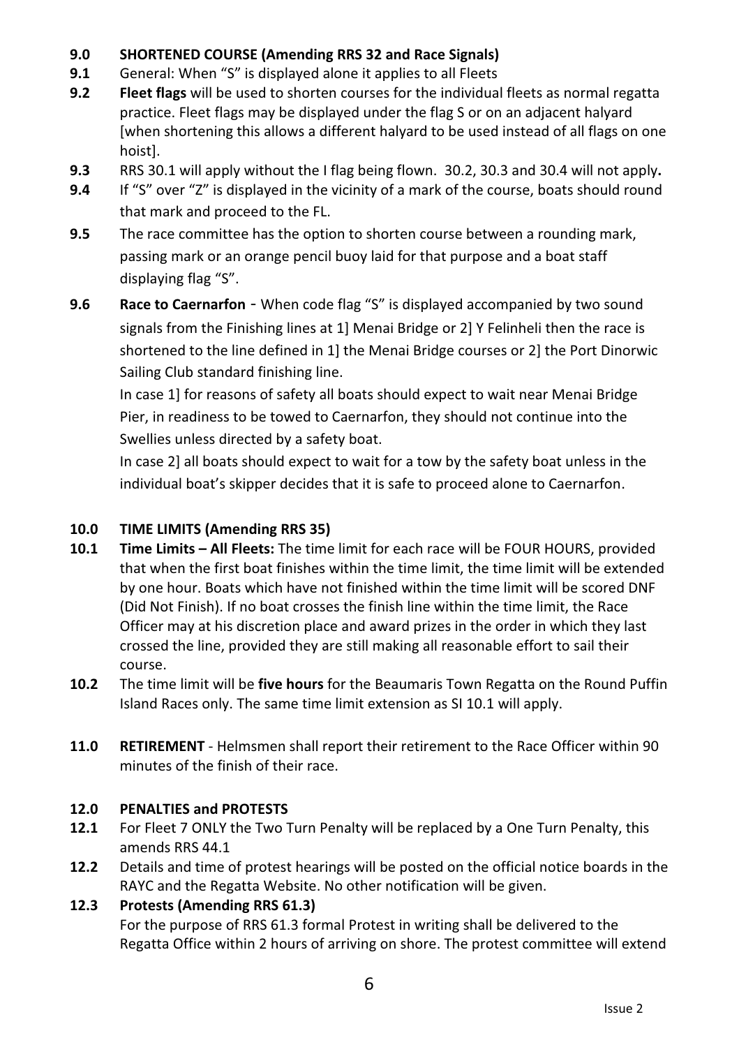**9.0 SHORTENED COURSE (Amending RRS 32 and Race Signals)**

**9.1** General: When "S" is displayed alone it applies to all Fleets

**9.2** **Fleet flags** will be used to shorten courses for the individual fleets as normal regatta practice. Fleet flags may be displayed under the flag S or on an adjacent halyard [when shortening this allows a different halyard to be used instead of all flags on one hoist].

**9.3** RRS 30.1 will apply without the I flag being flown. 30.2, 30.3 and 30.4 will not apply**.**

**9.4** If "S" over "Z" is displayed in the vicinity of a mark of the course, boats should round that mark and proceed to the FL.

**9.5** The race committee has the option to shorten course between a rounding mark, passing mark or an orange pencil buoy laid for that purpose and a boat staff displaying flag "S".

**9.6** **Race to Caernarfon** - When code flag "S" is displayed accompanied by two sound signals from the Finishing lines at 1] Menai Bridge or 2] Y Felinheli then the race is shortened to the line defined in 1] the Menai Bridge courses or 2] the Port Dinorwic Sailing Club standard finishing line.

In case 1] for reasons of safety all boats should expect to wait near Menai Bridge Pier, in readiness to be towed to Caernarfon, they should not continue into the Swellies unless directed by a safety boat.

In case 2] all boats should expect to wait for a tow by the safety boat unless in the individual boat's skipper decides that it is safe to proceed alone to Caernarfon.

**10.0 TIME LIMITS (Amending RRS 35)**

**10.1** **Time Limits – All Fleets:** The time limit for each race will be FOUR HOURS, provided that when the first boat finishes within the time limit, the time limit will be extended by one hour. Boats which have not finished within the time limit will be scored DNF (Did Not Finish). If no boat crosses the finish line within the time limit, the Race Officer may at his discretion place and award prizes in the order in which they last crossed the line, provided they are still making all reasonable effort to sail their course.

**10.2** The time limit will be **five hours** for the Beaumaris Town Regatta on the Round Puffin Island Races only. The same time limit extension as SI 10.1 will apply.

**11.0** **RETIREMENT** - Helmsmen shall report their retirement to the Race Officer within 90 minutes of the finish of their race.

**12.0 PENALTIES and PROTESTS**

**12.1** For Fleet 7 ONLY the Two Turn Penalty will be replaced by a One Turn Penalty, this amends RRS 44.1

**12.2** Details and time of protest hearings will be posted on the official notice boards in the RAYC and the Regatta Website. No other notification will be given.

**12.3** **Protests (Amending RRS 61.3)**

For the purpose of RRS 61.3 formal Protest in writing shall be delivered to the Regatta Office within 2 hours of arriving on shore. The protest committee will extend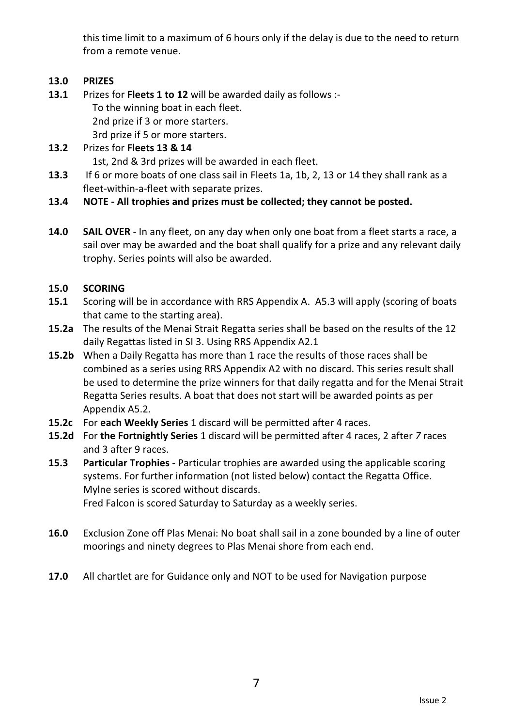this time limit to a maximum of 6 hours only if the delay is due to the need to return from a remote venue.

**13.0 PRIZES**

**13.1** Prizes for **Fleets 1 to 12** will be awarded daily as follows :-
To the winning boat in each fleet.
2nd prize if 3 or more starters.
3rd prize if 5 or more starters.

**13.2** Prizes for **Fleets 13 & 14**
1st, 2nd & 3rd prizes will be awarded in each fleet.

**13.3** If 6 or more boats of one class sail in Fleets 1a, 1b, 2, 13 or 14 they shall rank as a fleet-within-a-fleet with separate prizes.

**13.4 NOTE - All trophies and prizes must be collected; they cannot be posted.**

**14.0 SAIL OVER** - In any fleet, on any day when only one boat from a fleet starts a race, a sail over may be awarded and the boat shall qualify for a prize and any relevant daily trophy. Series points will also be awarded.

**15.0 SCORING**

**15.1** Scoring will be in accordance with RRS Appendix A. A5.3 will apply (scoring of boats that came to the starting area).

**15.2a** The results of the Menai Strait Regatta series shall be based on the results of the 12 daily Regattas listed in SI 3. Using RRS Appendix A2.1

**15.2b** When a Daily Regatta has more than 1 race the results of those races shall be combined as a series using RRS Appendix A2 with no discard. This series result shall be used to determine the prize winners for that daily regatta and for the Menai Strait Regatta Series results. A boat that does not start will be awarded points as per Appendix A5.2.

**15.2c** For **each Weekly Series** 1 discard will be permitted after 4 races.

**15.2d** For **the Fortnightly Series** 1 discard will be permitted after 4 races, 2 after *7* races and 3 after 9 races.

**15.3 Particular Trophies** - Particular trophies are awarded using the applicable scoring systems. For further information (not listed below) contact the Regatta Office.
Mylne series is scored without discards.
Fred Falcon is scored Saturday to Saturday as a weekly series.

**16.0** Exclusion Zone off Plas Menai: No boat shall sail in a zone bounded by a line of outer moorings and ninety degrees to Plas Menai shore from each end.

**17.0** All chartlet are for Guidance only and NOT to be used for Navigation purpose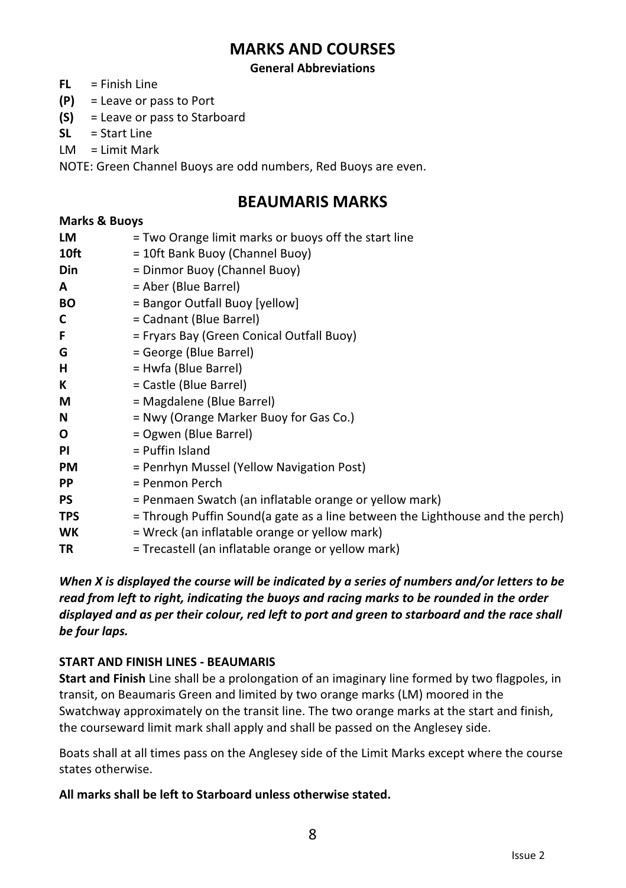# MARKS AND COURSES

**General Abbreviations**

**FL** = Finish Line
**(P)** = Leave or pass to Port
**(S)** = Leave or pass to Starboard
**SL** = Start Line
LM = Limit Mark

NOTE: Green Channel Buoys are odd numbers, Red Buoys are even.

# BEAUMARIS MARKS

**Marks & Buoys**

| | |
|---|---|
| **LM** | = Two Orange limit marks or buoys off the start line |
| **10ft** | = 10ft Bank Buoy (Channel Buoy) |
| **Din** | = Dinmor Buoy (Channel Buoy) |
| **A** | = Aber (Blue Barrel) |
| **BO** | = Bangor Outfall Buoy [yellow] |
| **C** | = Cadnant (Blue Barrel) |
| **F** | = Fryars Bay (Green Conical Outfall Buoy) |
| **G** | = George (Blue Barrel) |
| **H** | = Hwfa (Blue Barrel) |
| **K** | = Castle (Blue Barrel) |
| **M** | = Magdalene (Blue Barrel) |
| **N** | = Nwy (Orange Marker Buoy for Gas Co.) |
| **O** | = Ogwen (Blue Barrel) |
| **PI** | = Puffin Island |
| **PM** | = Penrhyn Mussel (Yellow Navigation Post) |
| **PP** | = Penmon Perch |
| **PS** | = Penmaen Swatch (an inflatable orange or yellow mark) |
| **TPS** | = Through Puffin Sound(a gate as a line between the Lighthouse and the perch) |
| **WK** | = Wreck (an inflatable orange or yellow mark) |
| **TR** | = Trecastell (an inflatable orange or yellow mark) |

***When X is displayed the course will be indicated by a series of numbers and/or letters to be read from left to right, indicating the buoys and racing marks to be rounded in the order displayed and as per their colour, red left to port and green to starboard and the race shall be four laps.***

**START AND FINISH LINES - BEAUMARIS**

**Start and Finish** Line shall be a prolongation of an imaginary line formed by two flagpoles, in transit, on Beaumaris Green and limited by two orange marks (LM) moored in the Swatchway approximately on the transit line. The two orange marks at the start and finish, the courseward limit mark shall apply and shall be passed on the Anglesey side.

Boats shall at all times pass on the Anglesey side of the Limit Marks except where the course states otherwise.

**All marks shall be left to Starboard unless otherwise stated.**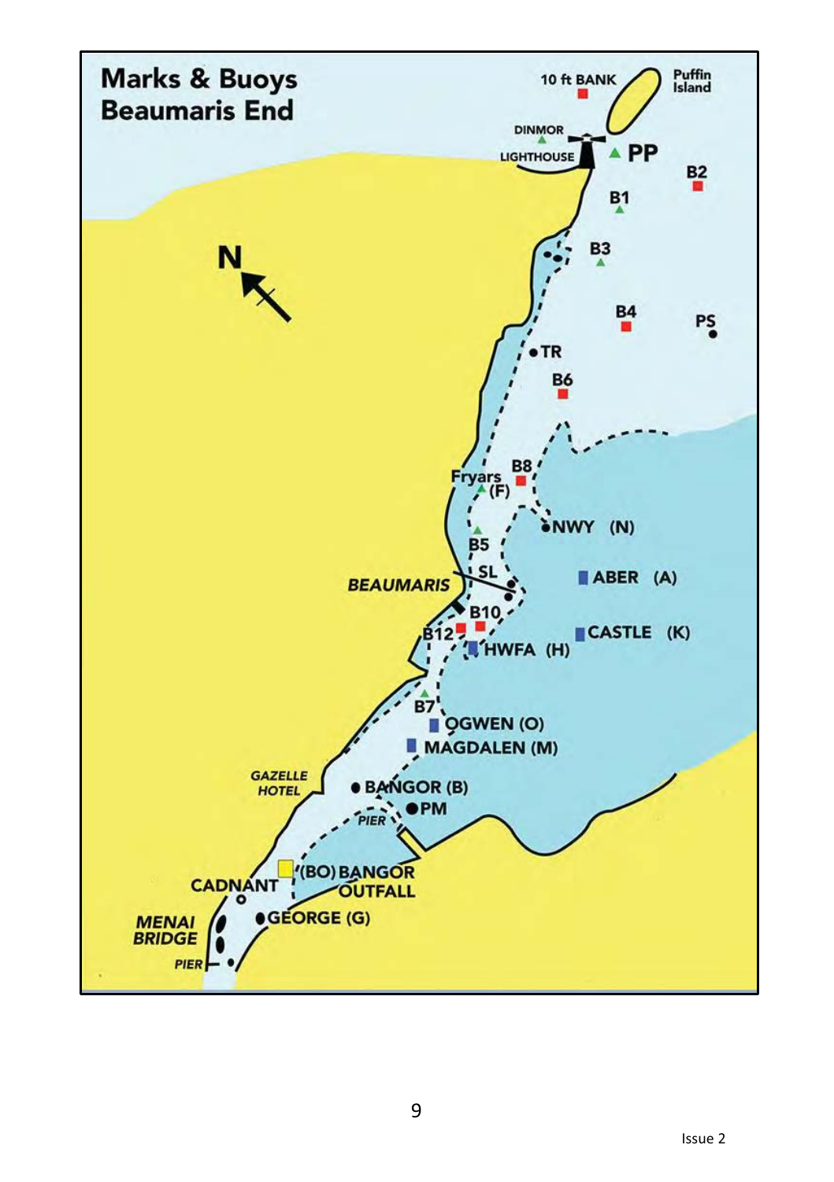# Marks & Buoys Beaumaris End

10 ft BANK
Puffin Island
DINMOR
LIGHTHOUSE
PP
B2
B1
B3
N
B4
PS
TR
B6
B8
Fryars (F)
NWY (N)
B5
SL
BEAUMARIS
ABER (A)
B10
B12
CASTLE (K)
HWFA (H)
B7
OGWEN (O)
MAGDALEN (M)
GAZELLE HOTEL
BANGOR (B)
PM
PIER
(BO) BANGOR OUTFALL
CADNANT
GEORGE (G)
MENAI BRIDGE
PIER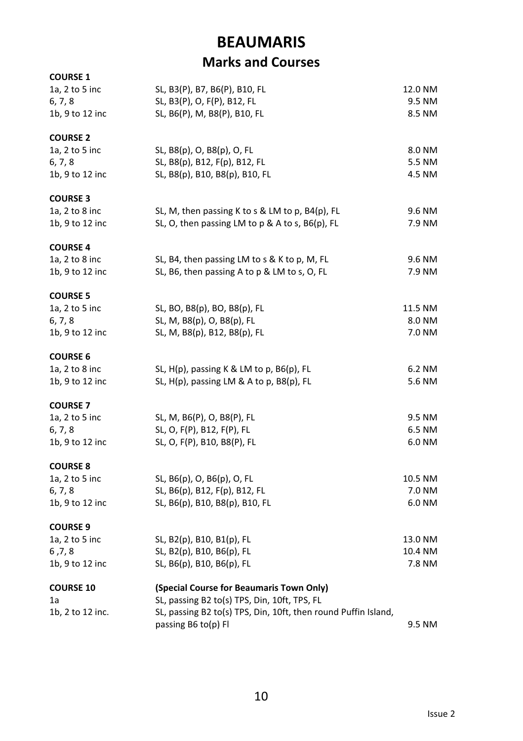# BEAUMARIS

## Marks and Courses

**COURSE 1**

| | | |
|---|---|---|
| 1a, 2 to 5 inc | SL, B3(P), B7, B6(P), B10, FL | 12.0 NM |
| 6, 7, 8 | SL, B3(P), O, F(P), B12, FL | 9.5 NM |
| 1b, 9 to 12 inc | SL, B6(P), M, B8(P), B10, FL | 8.5 NM |

**COURSE 2**

| | | |
|---|---|---|
| 1a, 2 to 5 inc | SL, B8(p), O, B8(p), O, FL | 8.0 NM |
| 6, 7, 8 | SL, B8(p), B12, F(p), B12, FL | 5.5 NM |
| 1b, 9 to 12 inc | SL, B8(p), B10, B8(p), B10, FL | 4.5 NM |

**COURSE 3**

| | | |
|---|---|---|
| 1a, 2 to 8 inc | SL, M, then passing K to s & LM to p, B4(p), FL | 9.6 NM |
| 1b, 9 to 12 inc | SL, O, then passing LM to p & A to s, B6(p), FL | 7.9 NM |

**COURSE 4**

| | | |
|---|---|---|
| 1a, 2 to 8 inc | SL, B4, then passing LM to s & K to p, M, FL | 9.6 NM |
| 1b, 9 to 12 inc | SL, B6, then passing A to p & LM to s, O, FL | 7.9 NM |

**COURSE 5**

| | | |
|---|---|---|
| 1a, 2 to 5 inc | SL, BO, B8(p), BO, B8(p), FL | 11.5 NM |
| 6, 7, 8 | SL, M, B8(p), O, B8(p), FL | 8.0 NM |
| 1b, 9 to 12 inc | SL, M, B8(p), B12, B8(p), FL | 7.0 NM |

**COURSE 6**

| | | |
|---|---|---|
| 1a, 2 to 8 inc | SL, H(p), passing K & LM to p, B6(p), FL | 6.2 NM |
| 1b, 9 to 12 inc | SL, H(p), passing LM & A to p, B8(p), FL | 5.6 NM |

**COURSE 7**

| | | |
|---|---|---|
| 1a, 2 to 5 inc | SL, M, B6(P), O, B8(P), FL | 9.5 NM |
| 6, 7, 8 | SL, O, F(P), B12, F(P), FL | 6.5 NM |
| 1b, 9 to 12 inc | SL, O, F(P), B10, B8(P), FL | 6.0 NM |

**COURSE 8**

| | | |
|---|---|---|
| 1a, 2 to 5 inc | SL, B6(p), O, B6(p), O, FL | 10.5 NM |
| 6, 7, 8 | SL, B6(p), B12, F(p), B12, FL | 7.0 NM |
| 1b, 9 to 12 inc | SL, B6(p), B10, B8(p), B10, FL | 6.0 NM |

**COURSE 9**

| | | |
|---|---|---|
| 1a, 2 to 5 inc | SL, B2(p), B10, B1(p), FL | 13.0 NM |
| 6 ,7, 8 | SL, B2(p), B10, B6(p), FL | 10.4 NM |
| 1b, 9 to 12 inc | SL, B6(p), B10, B6(p), FL | 7.8 NM |

**COURSE 10** **(Special Course for Beaumaris Town Only)**

| | | |
|---|---|---|
| 1a | SL, passing B2 to(s) TPS, Din, 10ft, TPS, FL | |
| 1b, 2 to 12 inc. | SL, passing B2 to(s) TPS, Din, 10ft, then round Puffin Island, passing B6 to(p) Fl | 9.5 NM |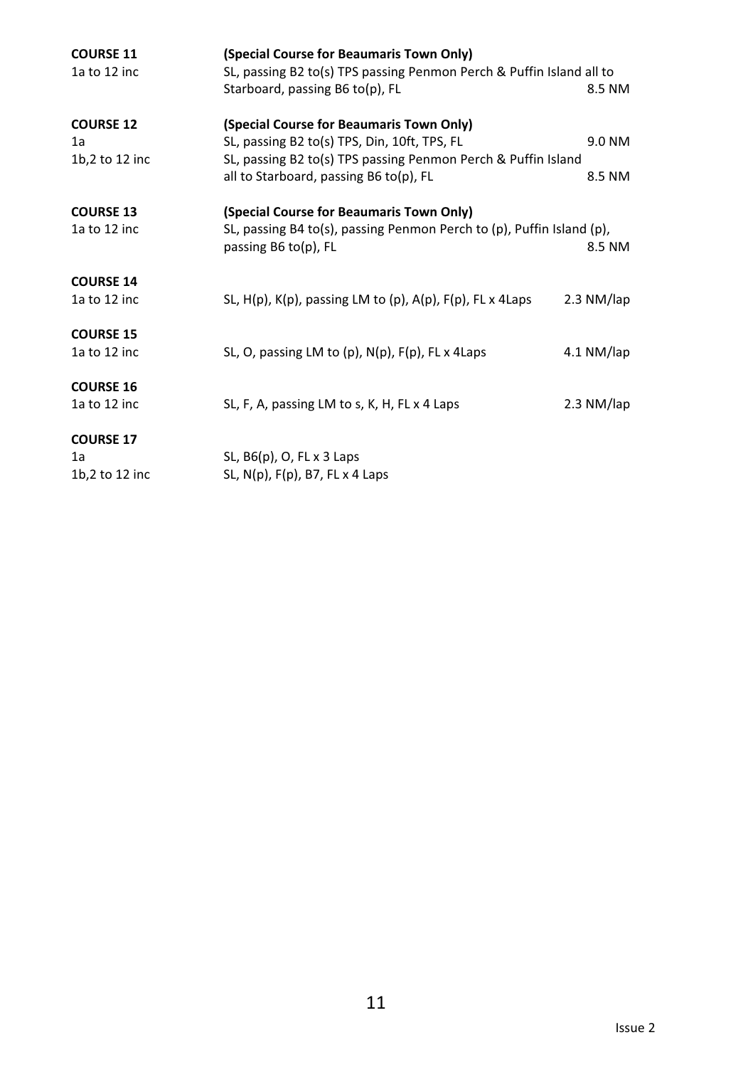**COURSE 11**

1a to 12 inc — **(Special Course for Beaumaris Town Only)**
SL, passing B2 to(s) TPS passing Penmon Perch & Puffin Island all to Starboard, passing B6 to(p), FL — 8.5 NM

**COURSE 12**

**(Special Course for Beaumaris Town Only)**

1a — SL, passing B2 to(s) TPS, Din, 10ft, TPS, FL — 9.0 NM

1b,2 to 12 inc — SL, passing B2 to(s) TPS passing Penmon Perch & Puffin Island all to Starboard, passing B6 to(p), FL — 8.5 NM

**COURSE 13**

1a to 12 inc — **(Special Course for Beaumaris Town Only)**
SL, passing B4 to(s), passing Penmon Perch to (p), Puffin Island (p), passing B6 to(p), FL — 8.5 NM

**COURSE 14**

1a to 12 inc — SL, H(p), K(p), passing LM to (p), A(p), F(p), FL x 4Laps — 2.3 NM/lap

**COURSE 15**

1a to 12 inc — SL, O, passing LM to (p), N(p), F(p), FL x 4Laps — 4.1 NM/lap

**COURSE 16**

1a to 12 inc — SL, F, A, passing LM to s, K, H, FL x 4 Laps — 2.3 NM/lap

**COURSE 17**

1a — SL, B6(p), O, FL x 3 Laps

1b,2 to 12 inc — SL, N(p), F(p), B7, FL x 4 Laps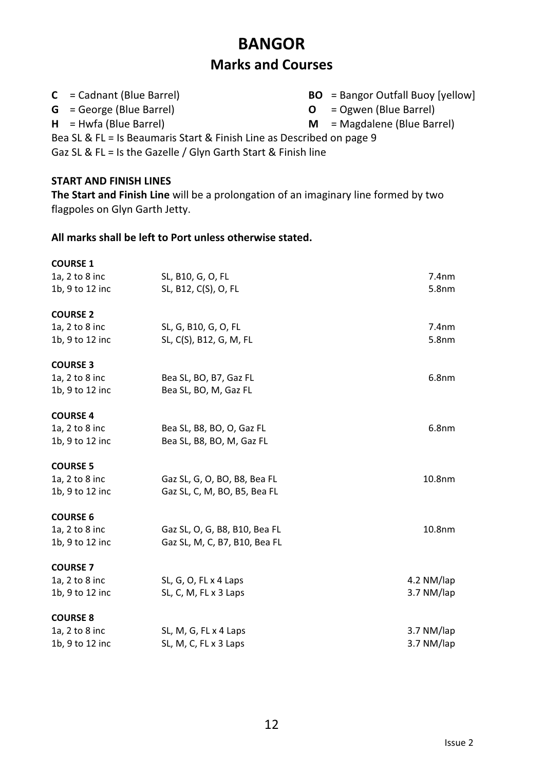// Proper markdown output
# BANGOR

## Marks and Courses

**C** = Cadnant (Blue Barrel)
**G** = George (Blue Barrel)
**H** = Hwfa (Blue Barrel)
**BO** = Bangor Outfall Buoy [yellow]
**O** = Ogwen (Blue Barrel)
**M** = Magdalene (Blue Barrel)

Bea SL & FL = Is Beaumaris Start & Finish Line as Described on page 9
Gaz SL & FL = Is the Gazelle / Glyn Garth Start & Finish line

**START AND FINISH LINES**

**The Start and Finish Line** will be a prolongation of an imaginary line formed by two flagpoles on Glyn Garth Jetty.

**All marks shall be left to Port unless otherwise stated.**

| | | |
|---|---|---|
| **COURSE 1** | | |
| 1a, 2 to 8 inc | SL, B10, G, O, FL | 7.4nm |
| 1b, 9 to 12 inc | SL, B12, C(S), O, FL | 5.8nm |
| **COURSE 2** | | |
| 1a, 2 to 8 inc | SL, G, B10, G, O, FL | 7.4nm |
| 1b, 9 to 12 inc | SL, C(S), B12, G, M, FL | 5.8nm |
| **COURSE 3** | | |
| 1a, 2 to 8 inc | Bea SL, BO, B7, Gaz FL | 6.8nm |
| 1b, 9 to 12 inc | Bea SL, BO, M, Gaz FL | |
| **COURSE 4** | | |
| 1a, 2 to 8 inc | Bea SL, B8, BO, O, Gaz FL | 6.8nm |
| 1b, 9 to 12 inc | Bea SL, B8, BO, M, Gaz FL | |
| **COURSE 5** | | |
| 1a, 2 to 8 inc | Gaz SL, G, O, BO, B8, Bea FL | 10.8nm |
| 1b, 9 to 12 inc | Gaz SL, C, M, BO, B5, Bea FL | |
| **COURSE 6** | | |
| 1a, 2 to 8 inc | Gaz SL, O, G, B8, B10, Bea FL | 10.8nm |
| 1b, 9 to 12 inc | Gaz SL, M, C, B7, B10, Bea FL | |
| **COURSE 7** | | |
| 1a, 2 to 8 inc | SL, G, O, FL x 4 Laps | 4.2 NM/lap |
| 1b, 9 to 12 inc | SL, C, M, FL x 3 Laps | 3.7 NM/lap |
| **COURSE 8** | | |
| 1a, 2 to 8 inc | SL, M, G, FL x 4 Laps | 3.7 NM/lap |
| 1b, 9 to 12 inc | SL, M, C, FL x 3 Laps | 3.7 NM/lap |

Issue 2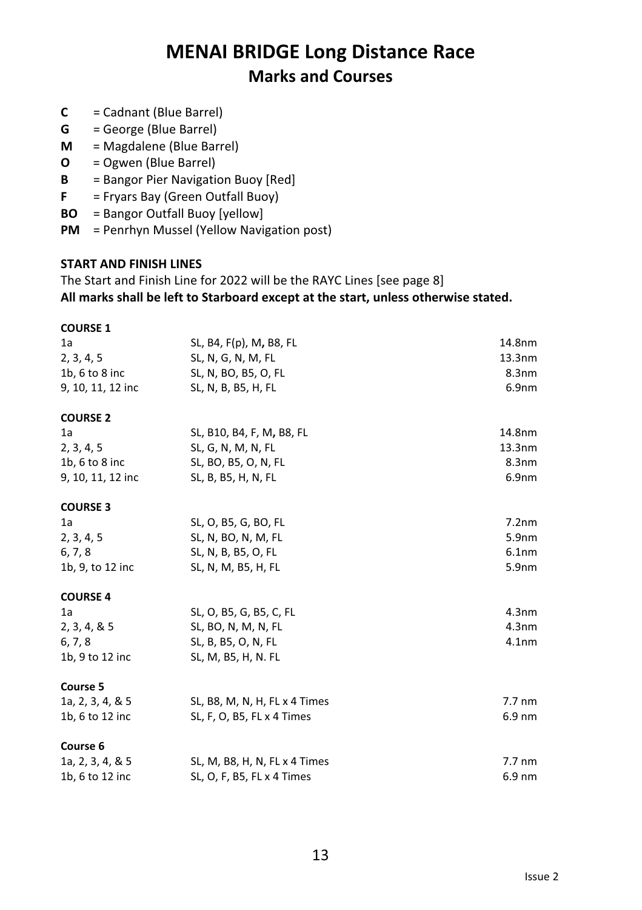# MENAI BRIDGE Long Distance Race

## Marks and Courses

- **C** = Cadnant (Blue Barrel)
- **G** = George (Blue Barrel)
- **M** = Magdalene (Blue Barrel)
- **O** = Ogwen (Blue Barrel)
- **B** = Bangor Pier Navigation Buoy [Red]
- **F** = Fryars Bay (Green Outfall Buoy)
- **BO** = Bangor Outfall Buoy [yellow]
- **PM** = Penrhyn Mussel (Yellow Navigation post)

**START AND FINISH LINES**

The Start and Finish Line for 2022 will be the RAYC Lines [see page 8]

**All marks shall be left to Starboard except at the start, unless otherwise stated.**

| | | |
|---|---|---|
| **COURSE 1** | | |
| 1a | SL, B4, F(p), M, B8, FL | 14.8nm |
| 2, 3, 4, 5 | SL, N, G, N, M, FL | 13.3nm |
| 1b, 6 to 8 inc | SL, N, BO, B5, O, FL | 8.3nm |
| 9, 10, 11, 12 inc | SL, N, B, B5, H, FL | 6.9nm |
| **COURSE 2** | | |
| 1a | SL, B10, B4, F, M, B8, FL | 14.8nm |
| 2, 3, 4, 5 | SL, G, N, M, N, FL | 13.3nm |
| 1b, 6 to 8 inc | SL, BO, B5, O, N, FL | 8.3nm |
| 9, 10, 11, 12 inc | SL, B, B5, H, N, FL | 6.9nm |
| **COURSE 3** | | |
| 1a | SL, O, B5, G, BO, FL | 7.2nm |
| 2, 3, 4, 5 | SL, N, BO, N, M, FL | 5.9nm |
| 6, 7, 8 | SL, N, B, B5, O, FL | 6.1nm |
| 1b, 9, to 12 inc | SL, N, M, B5, H, FL | 5.9nm |
| **COURSE 4** | | |
| 1a | SL, O, B5, G, B5, C, FL | 4.3nm |
| 2, 3, 4, & 5 | SL, BO, N, M, N, FL | 4.3nm |
| 6, 7, 8 | SL, B, B5, O, N, FL | 4.1nm |
| 1b, 9 to 12 inc | SL, M, B5, H, N. FL | |
| **Course 5** | | |
| 1a, 2, 3, 4, & 5 | SL, B8, M, N, H, FL x 4 Times | 7.7 nm |
| 1b, 6 to 12 inc | SL, F, O, B5, FL x 4 Times | 6.9 nm |
| **Course 6** | | |
| 1a, 2, 3, 4, & 5 | SL, M, B8, H, N, FL x 4 Times | 7.7 nm |
| 1b, 6 to 12 inc | SL, O, F, B5, FL x 4 Times | 6.9 nm |

Issue 2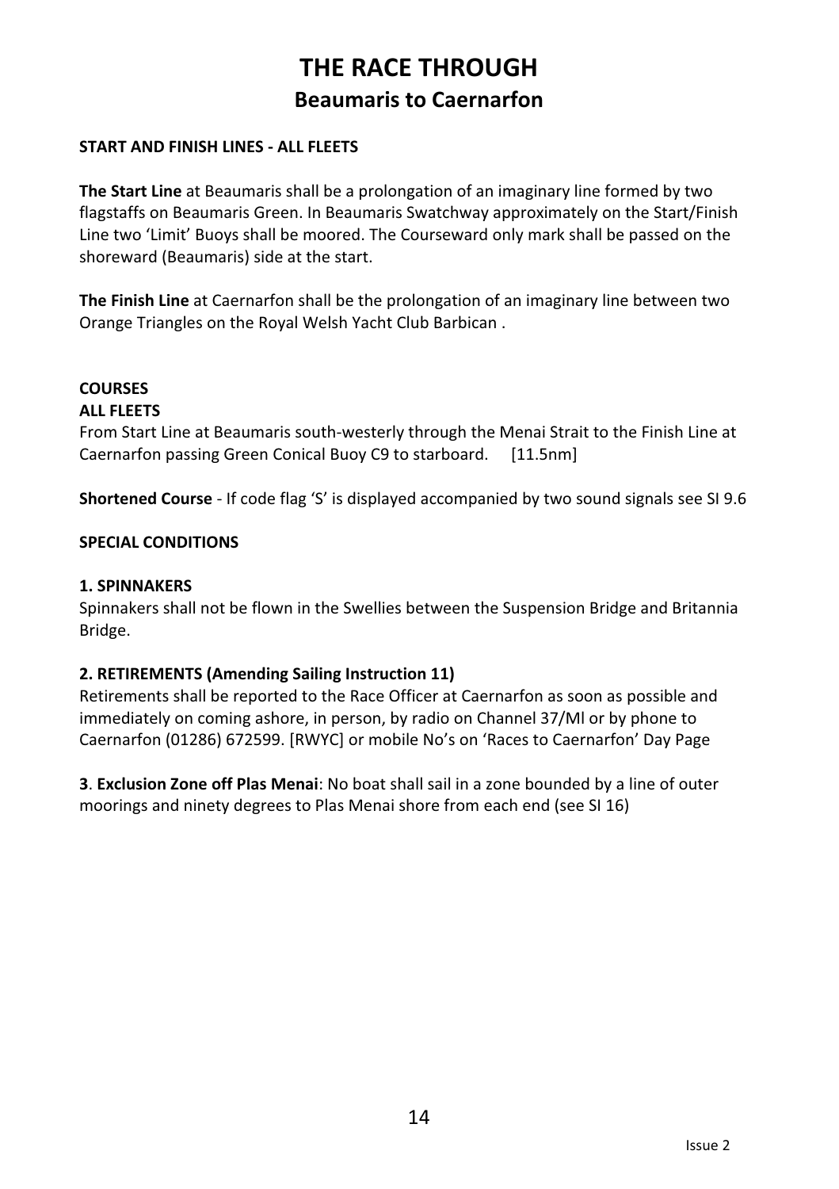# THE RACE THROUGH

## Beaumaris to Caernarfon

**START AND FINISH LINES - ALL FLEETS**

**The Start Line** at Beaumaris shall be a prolongation of an imaginary line formed by two flagstaffs on Beaumaris Green. In Beaumaris Swatchway approximately on the Start/Finish Line two 'Limit' Buoys shall be moored. The Courseward only mark shall be passed on the shoreward (Beaumaris) side at the start.

**The Finish Line** at Caernarfon shall be the prolongation of an imaginary line between two Orange Triangles on the Royal Welsh Yacht Club Barbican .

**COURSES**

**ALL FLEETS**

From Start Line at Beaumaris south-westerly through the Menai Strait to the Finish Line at Caernarfon passing Green Conical Buoy C9 to starboard. [11.5nm]

**Shortened Course** - If code flag 'S' is displayed accompanied by two sound signals see SI 9.6

**SPECIAL CONDITIONS**

**1. SPINNAKERS**

Spinnakers shall not be flown in the Swellies between the Suspension Bridge and Britannia Bridge.

**2. RETIREMENTS (Amending Sailing Instruction 11)**

Retirements shall be reported to the Race Officer at Caernarfon as soon as possible and immediately on coming ashore, in person, by radio on Channel 37/Ml or by phone to Caernarfon (01286) 672599. [RWYC] or mobile No's on 'Races to Caernarfon' Day Page

**3**. **Exclusion Zone off Plas Menai**: No boat shall sail in a zone bounded by a line of outer moorings and ninety degrees to Plas Menai shore from each end (see SI 16)

Issue 2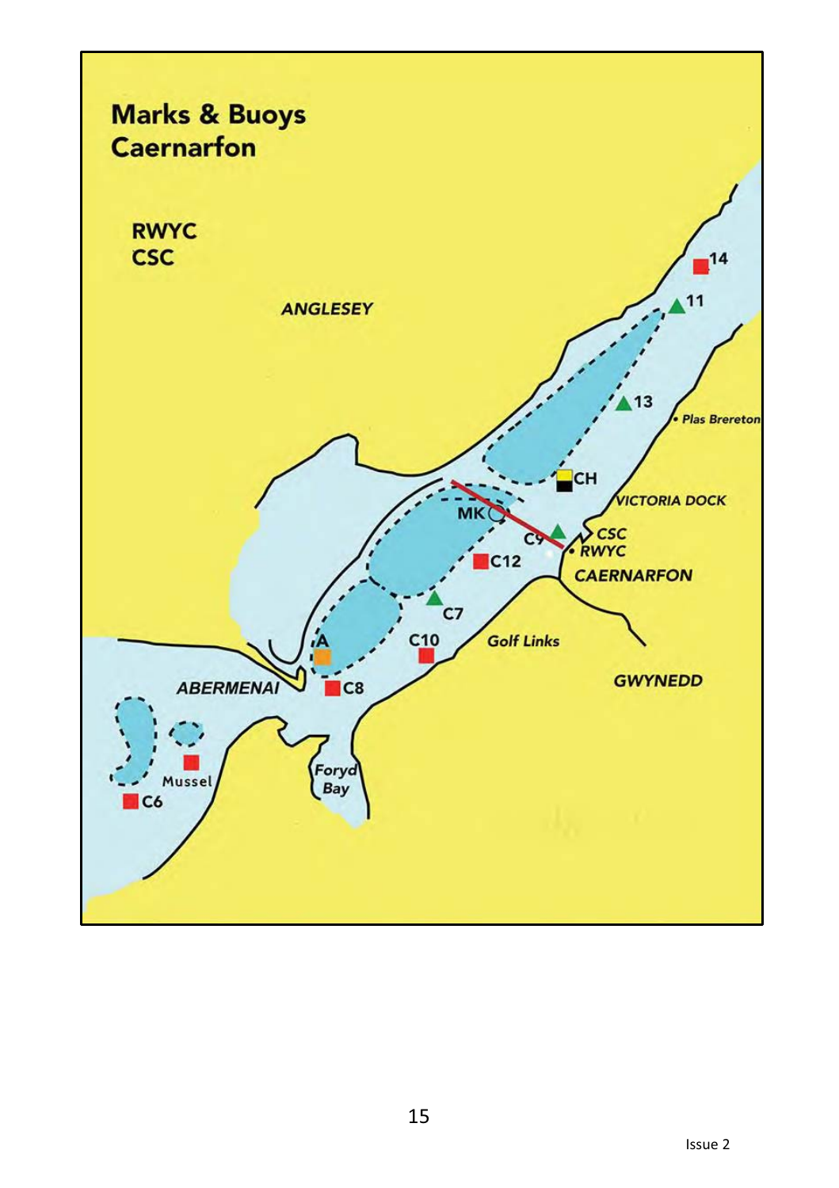# Marks & Buoys Caernarfon

RWYC
CSC

ANGLESEY

14
11
13
Plas Brereton
CH
VICTORIA DOCK
MK
C9
CSC
RWYC
C12
CAERNARFON
C7
A
C10
Golf Links
ABERMENAI
C8
GWYNEDD
Mussel
C6
Foryd Bay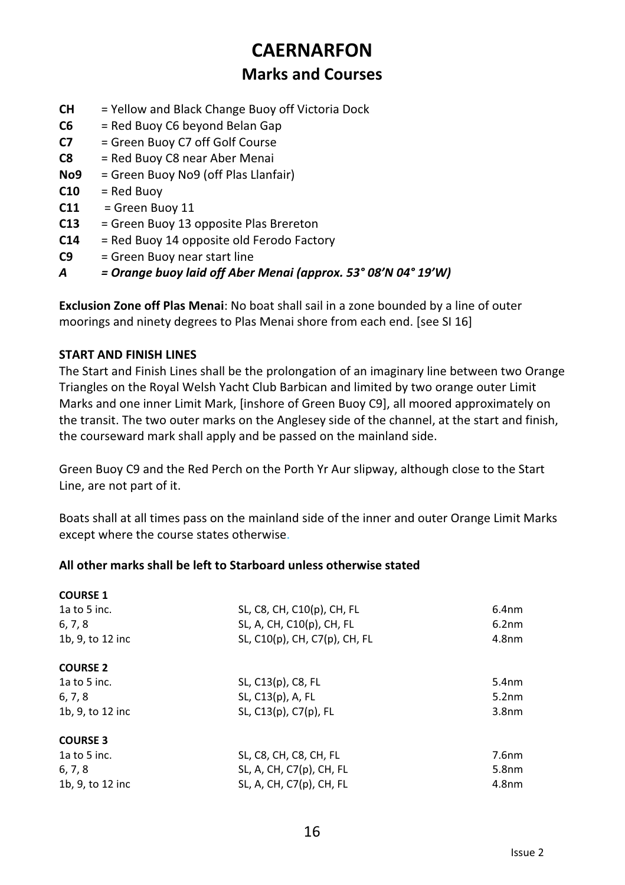# CAERNARFON

## Marks and Courses

**CH** = Yellow and Black Change Buoy off Victoria Dock
**C6** = Red Buoy C6 beyond Belan Gap
**C7** = Green Buoy C7 off Golf Course
**C8** = Red Buoy C8 near Aber Menai
**No9** = Green Buoy No9 (off Plas Llanfair)
**C10** = Red Buoy
**C11** = Green Buoy 11
**C13** = Green Buoy 13 opposite Plas Brereton
**C14** = Red Buoy 14 opposite old Ferodo Factory
**C9** = Green Buoy near start line
***A = Orange buoy laid off Aber Menai (approx. 53° 08'N 04° 19'W)***

**Exclusion Zone off Plas Menai**: No boat shall sail in a zone bounded by a line of outer moorings and ninety degrees to Plas Menai shore from each end. [see SI 16]

**START AND FINISH LINES**

The Start and Finish Lines shall be the prolongation of an imaginary line between two Orange Triangles on the Royal Welsh Yacht Club Barbican and limited by two orange outer Limit Marks and one inner Limit Mark, [inshore of Green Buoy C9], all moored approximately on the transit. The two outer marks on the Anglesey side of the channel, at the start and finish, the courseward mark shall apply and be passed on the mainland side.

Green Buoy C9 and the Red Perch on the Porth Yr Aur slipway, although close to the Start Line, are not part of it.

Boats shall at all times pass on the mainland side of the inner and outer Orange Limit Marks except where the course states otherwise.

**All other marks shall be left to Starboard unless otherwise stated**

| | | |
|---|---|---|
| **COURSE 1** | | |
| 1a to 5 inc. | SL, C8, CH, C10(p), CH, FL | 6.4nm |
| 6, 7, 8 | SL, A, CH, C10(p), CH, FL | 6.2nm |
| 1b, 9, to 12 inc | SL, C10(p), CH, C7(p), CH, FL | 4.8nm |
| **COURSE 2** | | |
| 1a to 5 inc. | SL, C13(p), C8, FL | 5.4nm |
| 6, 7, 8 | SL, C13(p), A, FL | 5.2nm |
| 1b, 9, to 12 inc | SL, C13(p), C7(p), FL | 3.8nm |
| **COURSE 3** | | |
| 1a to 5 inc. | SL, C8, CH, C8, CH, FL | 7.6nm |
| 6, 7, 8 | SL, A, CH, C7(p), CH, FL | 5.8nm |
| 1b, 9, to 12 inc | SL, A, CH, C7(p), CH, FL | 4.8nm |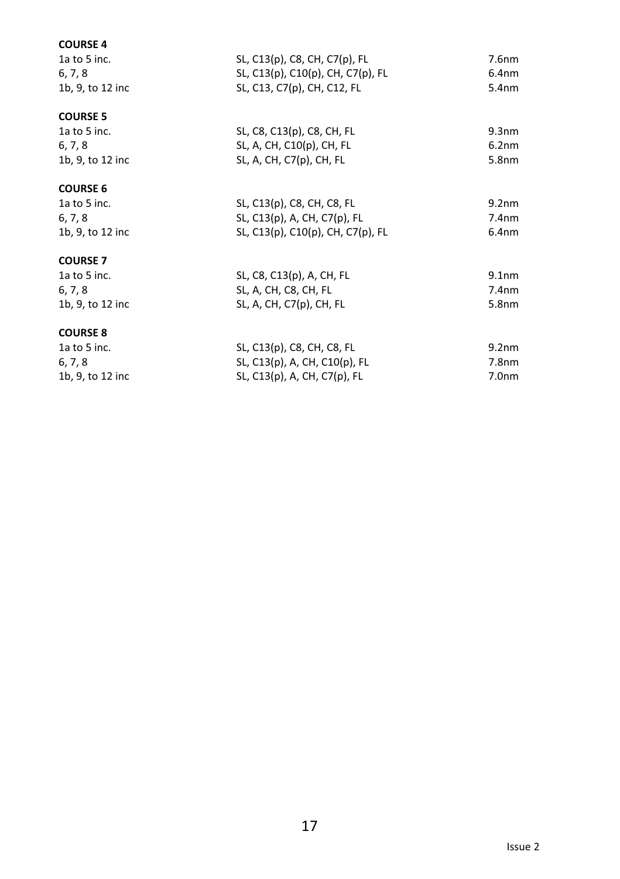**COURSE 4**

| | | |
|---|---|---|
| 1a to 5 inc. | SL, C13(p), C8, CH, C7(p), FL | 7.6nm |
| 6, 7, 8 | SL, C13(p), C10(p), CH, C7(p), FL | 6.4nm |
| 1b, 9, to 12 inc | SL, C13, C7(p), CH, C12, FL | 5.4nm |

**COURSE 5**

| | | |
|---|---|---|
| 1a to 5 inc. | SL, C8, C13(p), C8, CH, FL | 9.3nm |
| 6, 7, 8 | SL, A, CH, C10(p), CH, FL | 6.2nm |
| 1b, 9, to 12 inc | SL, A, CH, C7(p), CH, FL | 5.8nm |

**COURSE 6**

| | | |
|---|---|---|
| 1a to 5 inc. | SL, C13(p), C8, CH, C8, FL | 9.2nm |
| 6, 7, 8 | SL, C13(p), A, CH, C7(p), FL | 7.4nm |
| 1b, 9, to 12 inc | SL, C13(p), C10(p), CH, C7(p), FL | 6.4nm |

**COURSE 7**

| | | |
|---|---|---|
| 1a to 5 inc. | SL, C8, C13(p), A, CH, FL | 9.1nm |
| 6, 7, 8 | SL, A, CH, C8, CH, FL | 7.4nm |
| 1b, 9, to 12 inc | SL, A, CH, C7(p), CH, FL | 5.8nm |

**COURSE 8**

| | | |
|---|---|---|
| 1a to 5 inc. | SL, C13(p), C8, CH, C8, FL | 9.2nm |
| 6, 7, 8 | SL, C13(p), A, CH, C10(p), FL | 7.8nm |
| 1b, 9, to 12 inc | SL, C13(p), A, CH, C7(p), FL | 7.0nm |

Issue 2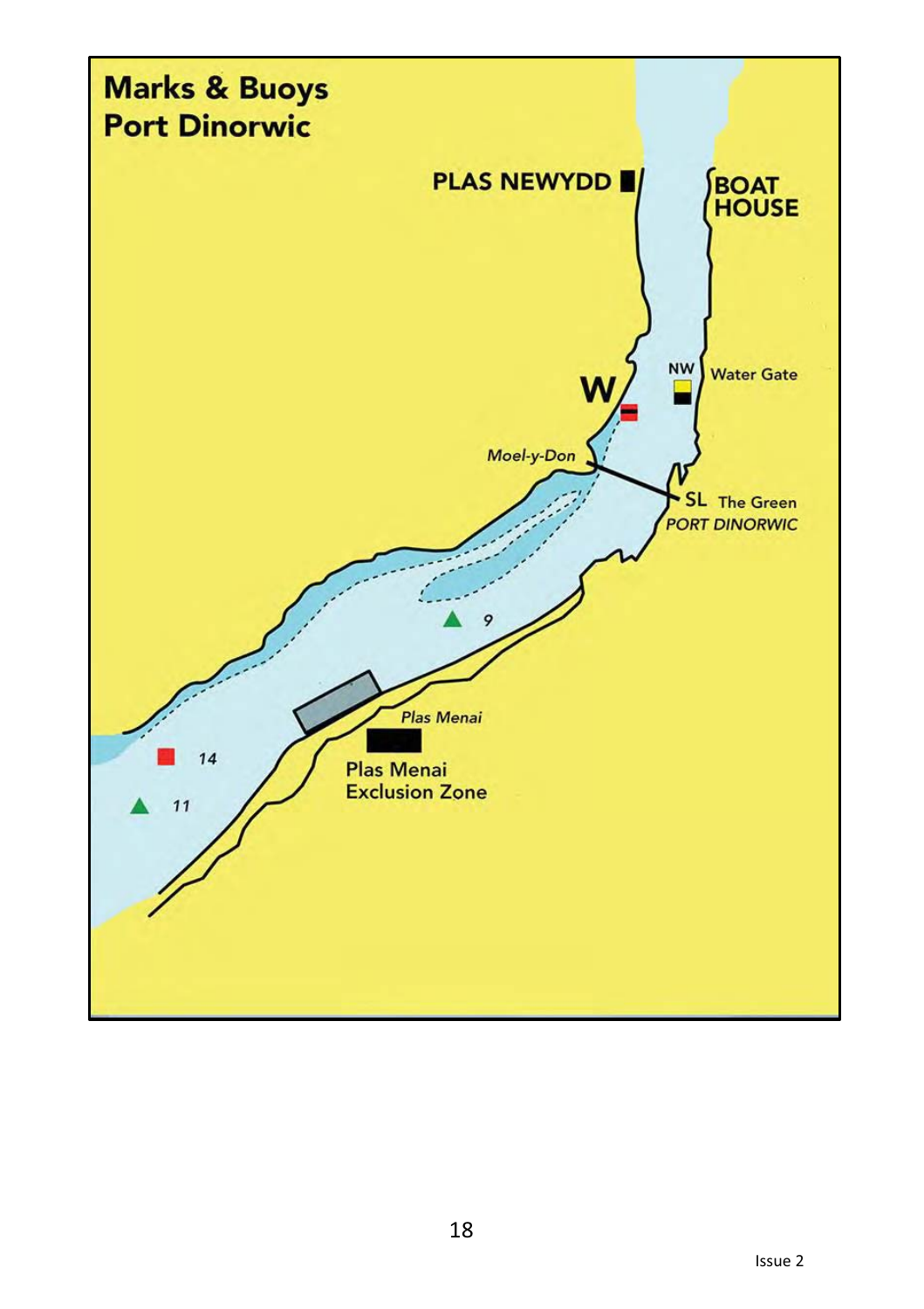# Marks & Buoys Port Dinorwic

PLAS NEWYDD

BOAT HOUSE

NW

Water Gate

W

Moel-y-Don

SL The Green

PORT DINORWIC

9

Plas Menai

Plas Menai Exclusion Zone

14

11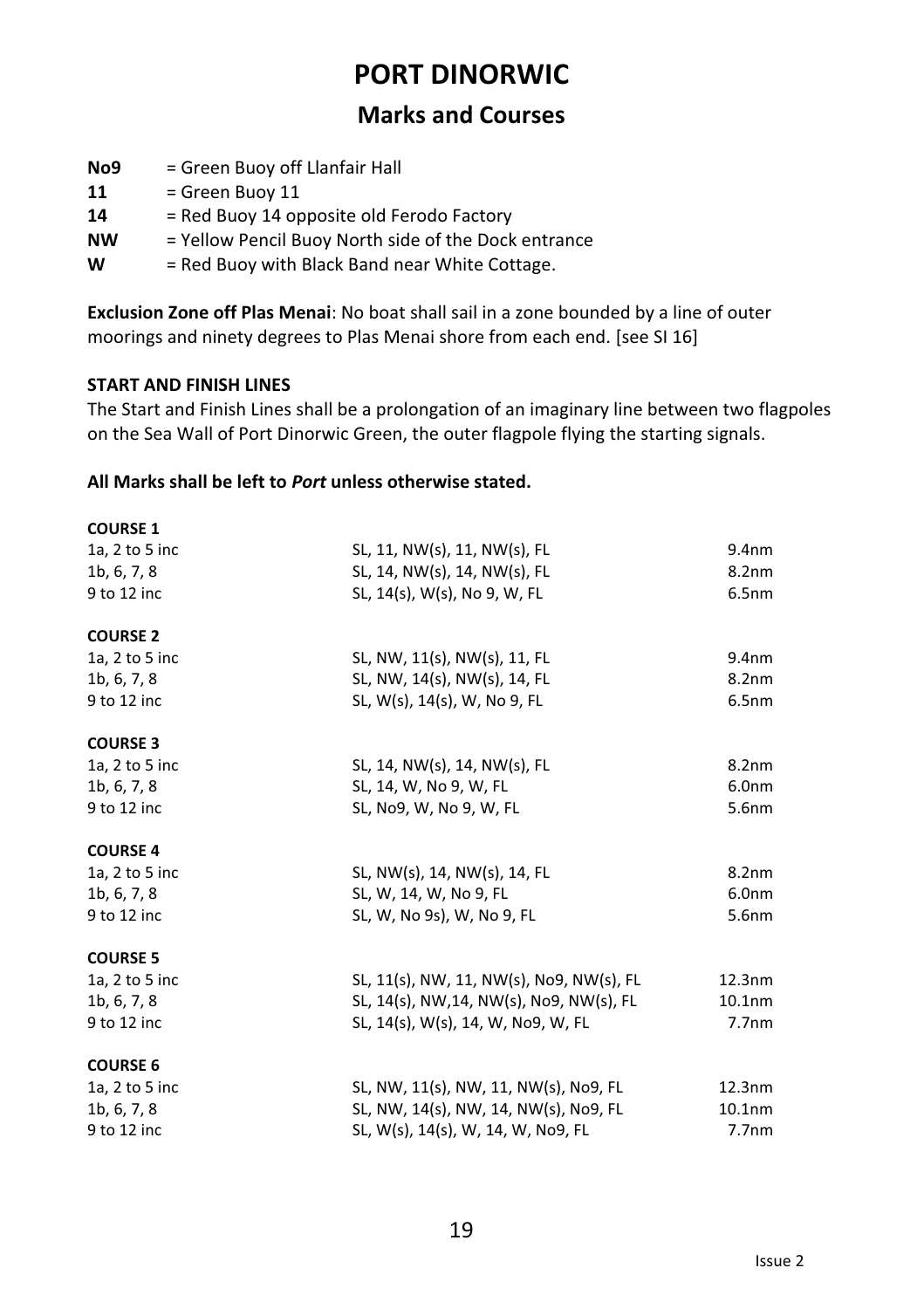# PORT DINORWIC

## Marks and Courses

| | |
|---|---|
| **No9** | = Green Buoy off Llanfair Hall |
| **11** | = Green Buoy 11 |
| **14** | = Red Buoy 14 opposite old Ferodo Factory |
| **NW** | = Yellow Pencil Buoy North side of the Dock entrance |
| **W** | = Red Buoy with Black Band near White Cottage. |

**Exclusion Zone off Plas Menai**: No boat shall sail in a zone bounded by a line of outer moorings and ninety degrees to Plas Menai shore from each end. [see SI 16]

**START AND FINISH LINES**

The Start and Finish Lines shall be a prolongation of an imaginary line between two flagpoles on the Sea Wall of Port Dinorwic Green, the outer flagpole flying the starting signals.

**All Marks shall be left to *Port* unless otherwise stated.**

| | | |
|---|---|---|
| **COURSE 1** | | |
| 1a, 2 to 5 inc | SL, 11, NW(s), 11, NW(s), FL | 9.4nm |
| 1b, 6, 7, 8 | SL, 14, NW(s), 14, NW(s), FL | 8.2nm |
| 9 to 12 inc | SL, 14(s), W(s), No 9, W, FL | 6.5nm |
| **COURSE 2** | | |
| 1a, 2 to 5 inc | SL, NW, 11(s), NW(s), 11, FL | 9.4nm |
| 1b, 6, 7, 8 | SL, NW, 14(s), NW(s), 14, FL | 8.2nm |
| 9 to 12 inc | SL, W(s), 14(s), W, No 9, FL | 6.5nm |
| **COURSE 3** | | |
| 1a, 2 to 5 inc | SL, 14, NW(s), 14, NW(s), FL | 8.2nm |
| 1b, 6, 7, 8 | SL, 14, W, No 9, W, FL | 6.0nm |
| 9 to 12 inc | SL, No9, W, No 9, W, FL | 5.6nm |
| **COURSE 4** | | |
| 1a, 2 to 5 inc | SL, NW(s), 14, NW(s), 14, FL | 8.2nm |
| 1b, 6, 7, 8 | SL, W, 14, W, No 9, FL | 6.0nm |
| 9 to 12 inc | SL, W, No 9s), W, No 9, FL | 5.6nm |
| **COURSE 5** | | |
| 1a, 2 to 5 inc | SL, 11(s), NW, 11, NW(s), No9, NW(s), FL | 12.3nm |
| 1b, 6, 7, 8 | SL, 14(s), NW,14, NW(s), No9, NW(s), FL | 10.1nm |
| 9 to 12 inc | SL, 14(s), W(s), 14, W, No9, W, FL | 7.7nm |
| **COURSE 6** | | |
| 1a, 2 to 5 inc | SL, NW, 11(s), NW, 11, NW(s), No9, FL | 12.3nm |
| 1b, 6, 7, 8 | SL, NW, 14(s), NW, 14, NW(s), No9, FL | 10.1nm |
| 9 to 12 inc | SL, W(s), 14(s), W, 14, W, No9, FL | 7.7nm |

Issue 2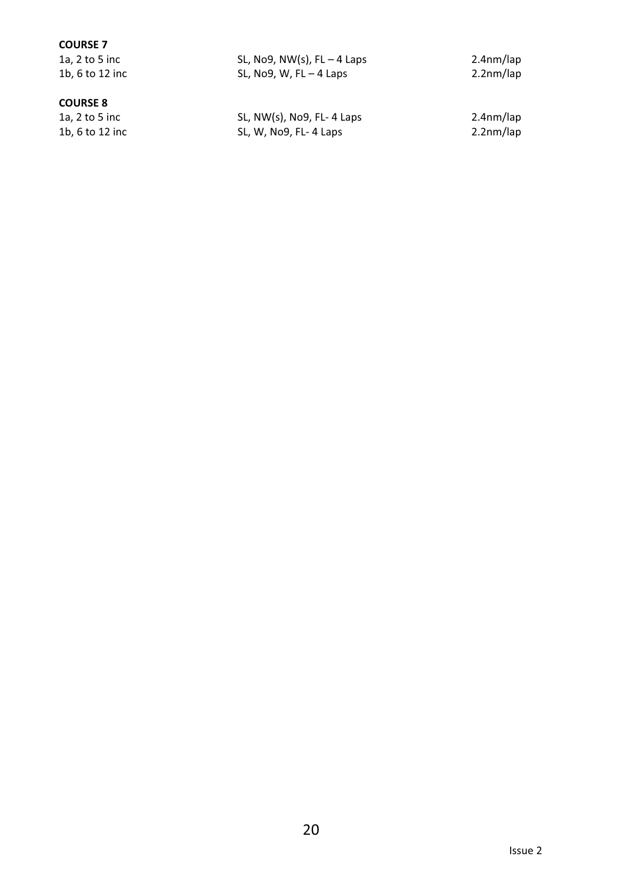**COURSE 7**

| | | |
|---|---|---|
| 1a, 2 to 5 inc | SL, No9, NW(s), FL – 4 Laps | 2.4nm/lap |
| 1b, 6 to 12 inc | SL, No9, W, FL – 4 Laps | 2.2nm/lap |

**COURSE 8**

| | | |
|---|---|---|
| 1a, 2 to 5 inc | SL, NW(s), No9, FL- 4 Laps | 2.4nm/lap |
| 1b, 6 to 12 inc | SL, W, No9, FL- 4 Laps | 2.2nm/lap |

Issue 2